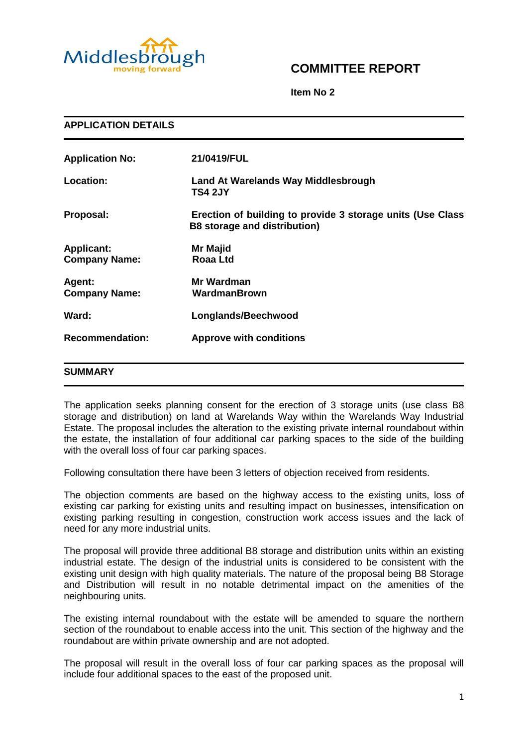# COMMITTEE REPORT

**Item No 2**

## APPLICATION DETAILS

| | |
|---|---|
| **Application No:** | **21/0419/FUL** |
| **Location:** | **Land At Warelands Way Middlesbrough TS4 2JY** |
| **Proposal:** | **Erection of building to provide 3 storage units (Use Class B8 storage and distribution)** |
| **Applicant: Company Name:** | **Mr Majid Roaa Ltd** |
| **Agent: Company Name:** | **Mr Wardman WardmanBrown** |
| **Ward:** | **Longlands/Beechwood** |
| **Recommendation:** | **Approve with conditions** |

## SUMMARY

The application seeks planning consent for the erection of 3 storage units (use class B8 storage and distribution) on land at Warelands Way within the Warelands Way Industrial Estate. The proposal includes the alteration to the existing private internal roundabout within the estate, the installation of four additional car parking spaces to the side of the building with the overall loss of four car parking spaces.

Following consultation there have been 3 letters of objection received from residents.

The objection comments are based on the highway access to the existing units, loss of existing car parking for existing units and resulting impact on businesses, intensification on existing parking resulting in congestion, construction work access issues and the lack of need for any more industrial units.

The proposal will provide three additional B8 storage and distribution units within an existing industrial estate. The design of the industrial units is considered to be consistent with the existing unit design with high quality materials. The nature of the proposal being B8 Storage and Distribution will result in no notable detrimental impact on the amenities of the neighbouring units.

The existing internal roundabout with the estate will be amended to square the northern section of the roundabout to enable access into the unit. This section of the highway and the roundabout are within private ownership and are not adopted.

The proposal will result in the overall loss of four car parking spaces as the proposal will include four additional spaces to the east of the proposed unit.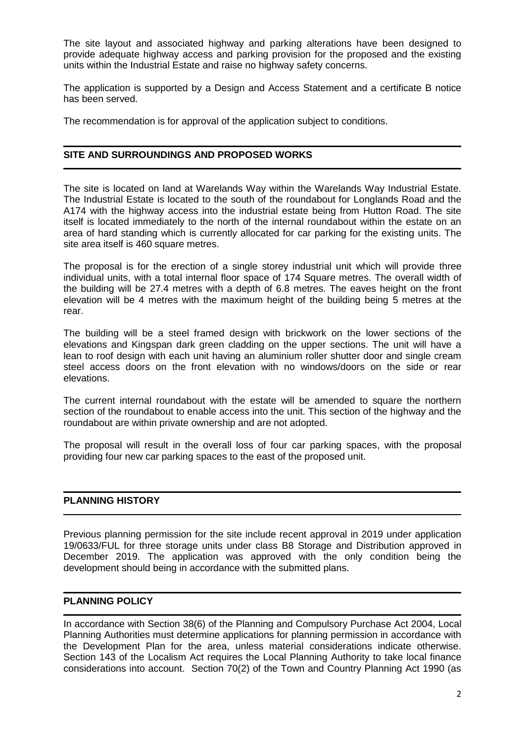The site layout and associated highway and parking alterations have been designed to provide adequate highway access and parking provision for the proposed and the existing units within the Industrial Estate and raise no highway safety concerns.

The application is supported by a Design and Access Statement and a certificate B notice has been served.

The recommendation is for approval of the application subject to conditions.

## SITE AND SURROUNDINGS AND PROPOSED WORKS

The site is located on land at Warelands Way within the Warelands Way Industrial Estate. The Industrial Estate is located to the south of the roundabout for Longlands Road and the A174 with the highway access into the industrial estate being from Hutton Road. The site itself is located immediately to the north of the internal roundabout within the estate on an area of hard standing which is currently allocated for car parking for the existing units. The site area itself is 460 square metres.

The proposal is for the erection of a single storey industrial unit which will provide three individual units, with a total internal floor space of 174 Square metres. The overall width of the building will be 27.4 metres with a depth of 6.8 metres. The eaves height on the front elevation will be 4 metres with the maximum height of the building being 5 metres at the rear.

The building will be a steel framed design with brickwork on the lower sections of the elevations and Kingspan dark green cladding on the upper sections. The unit will have a lean to roof design with each unit having an aluminium roller shutter door and single cream steel access doors on the front elevation with no windows/doors on the side or rear elevations.

The current internal roundabout with the estate will be amended to square the northern section of the roundabout to enable access into the unit. This section of the highway and the roundabout are within private ownership and are not adopted.

The proposal will result in the overall loss of four car parking spaces, with the proposal providing four new car parking spaces to the east of the proposed unit.

## PLANNING HISTORY

Previous planning permission for the site include recent approval in 2019 under application 19/0633/FUL for three storage units under class B8 Storage and Distribution approved in December 2019. The application was approved with the only condition being the development should being in accordance with the submitted plans.

## PLANNING POLICY

In accordance with Section 38(6) of the Planning and Compulsory Purchase Act 2004, Local Planning Authorities must determine applications for planning permission in accordance with the Development Plan for the area, unless material considerations indicate otherwise. Section 143 of the Localism Act requires the Local Planning Authority to take local finance considerations into account. Section 70(2) of the Town and Country Planning Act 1990 (as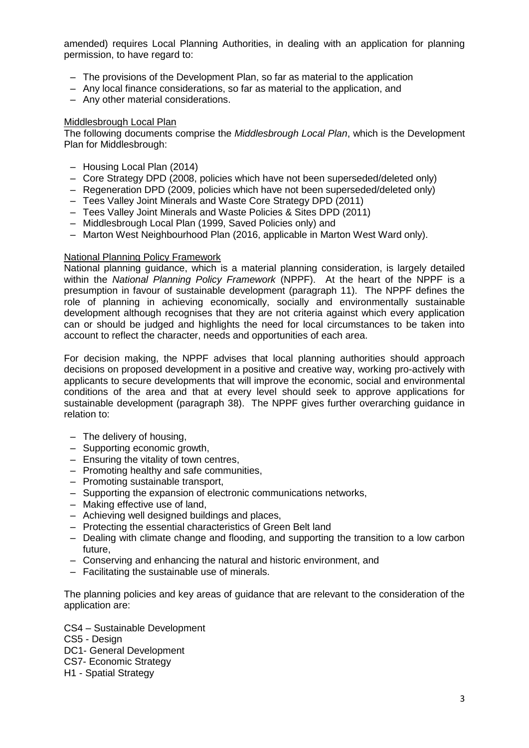amended) requires Local Planning Authorities, in dealing with an application for planning permission, to have regard to:

- The provisions of the Development Plan, so far as material to the application
- Any local finance considerations, so far as material to the application, and
- Any other material considerations.

Middlesbrough Local Plan

The following documents comprise the *Middlesbrough Local Plan*, which is the Development Plan for Middlesbrough:

- Housing Local Plan (2014)
- Core Strategy DPD (2008, policies which have not been superseded/deleted only)
- Regeneration DPD (2009, policies which have not been superseded/deleted only)
- Tees Valley Joint Minerals and Waste Core Strategy DPD (2011)
- Tees Valley Joint Minerals and Waste Policies & Sites DPD (2011)
- Middlesbrough Local Plan (1999, Saved Policies only) and
- Marton West Neighbourhood Plan (2016, applicable in Marton West Ward only).

National Planning Policy Framework

National planning guidance, which is a material planning consideration, is largely detailed within the *National Planning Policy Framework* (NPPF). At the heart of the NPPF is a presumption in favour of sustainable development (paragraph 11). The NPPF defines the role of planning in achieving economically, socially and environmentally sustainable development although recognises that they are not criteria against which every application can or should be judged and highlights the need for local circumstances to be taken into account to reflect the character, needs and opportunities of each area.

For decision making, the NPPF advises that local planning authorities should approach decisions on proposed development in a positive and creative way, working pro-actively with applicants to secure developments that will improve the economic, social and environmental conditions of the area and that at every level should seek to approve applications for sustainable development (paragraph 38). The NPPF gives further overarching guidance in relation to:

- The delivery of housing,
- Supporting economic growth,
- Ensuring the vitality of town centres,
- Promoting healthy and safe communities,
- Promoting sustainable transport,
- Supporting the expansion of electronic communications networks,
- Making effective use of land,
- Achieving well designed buildings and places,
- Protecting the essential characteristics of Green Belt land
- Dealing with climate change and flooding, and supporting the transition to a low carbon future,
- Conserving and enhancing the natural and historic environment, and
- Facilitating the sustainable use of minerals.

The planning policies and key areas of guidance that are relevant to the consideration of the application are:

CS4 – Sustainable Development
CS5 - Design
DC1- General Development
CS7- Economic Strategy
H1 - Spatial Strategy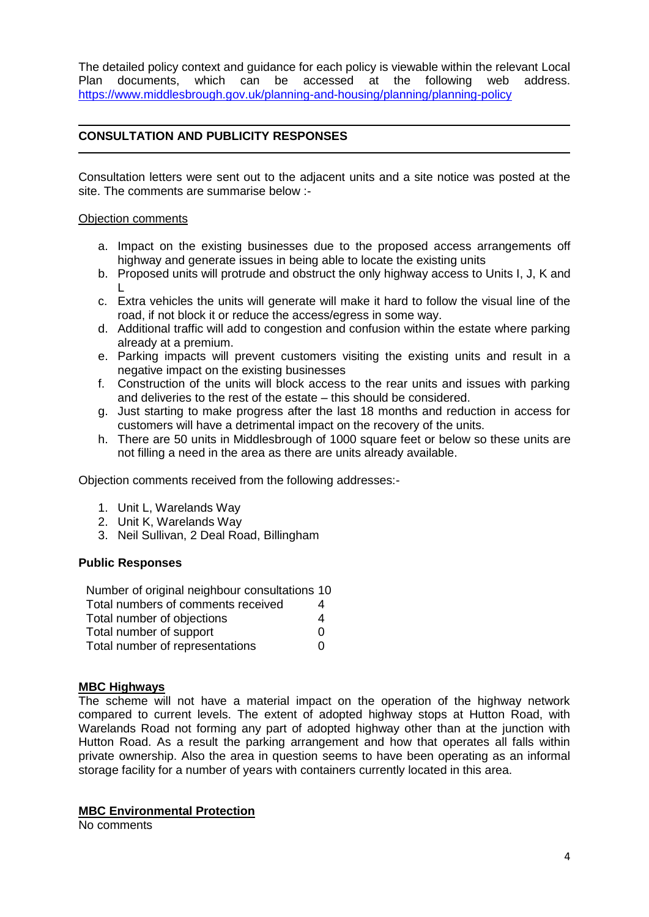The detailed policy context and guidance for each policy is viewable within the relevant Local Plan documents, which can be accessed at the following web address. https://www.middlesbrough.gov.uk/planning-and-housing/planning/planning-policy

## CONSULTATION AND PUBLICITY RESPONSES

Consultation letters were sent out to the adjacent units and a site notice was posted at the site. The comments are summarise below :-

Objection comments

a. Impact on the existing businesses due to the proposed access arrangements off highway and generate issues in being able to locate the existing units
b. Proposed units will protrude and obstruct the only highway access to Units I, J, K and L
c. Extra vehicles the units will generate will make it hard to follow the visual line of the road, if not block it or reduce the access/egress in some way.
d. Additional traffic will add to congestion and confusion within the estate where parking already at a premium.
e. Parking impacts will prevent customers visiting the existing units and result in a negative impact on the existing businesses
f. Construction of the units will block access to the rear units and issues with parking and deliveries to the rest of the estate – this should be considered.
g. Just starting to make progress after the last 18 months and reduction in access for customers will have a detrimental impact on the recovery of the units.
h. There are 50 units in Middlesbrough of 1000 square feet or below so these units are not filling a need in the area as there are units already available.

Objection comments received from the following addresses:-

1. Unit L, Warelands Way
2. Unit K, Warelands Way
3. Neil Sullivan, 2 Deal Road, Billingham

**Public Responses**

| | |
|---|---|
| Number of original neighbour consultations | 10 |
| Total numbers of comments received | 4 |
| Total number of objections | 4 |
| Total number of support | 0 |
| Total number of representations | 0 |

**MBC Highways**

The scheme will not have a material impact on the operation of the highway network compared to current levels. The extent of adopted highway stops at Hutton Road, with Warelands Road not forming any part of adopted highway other than at the junction with Hutton Road. As a result the parking arrangement and how that operates all falls within private ownership. Also the area in question seems to have been operating as an informal storage facility for a number of years with containers currently located in this area.

**MBC Environmental Protection**

No comments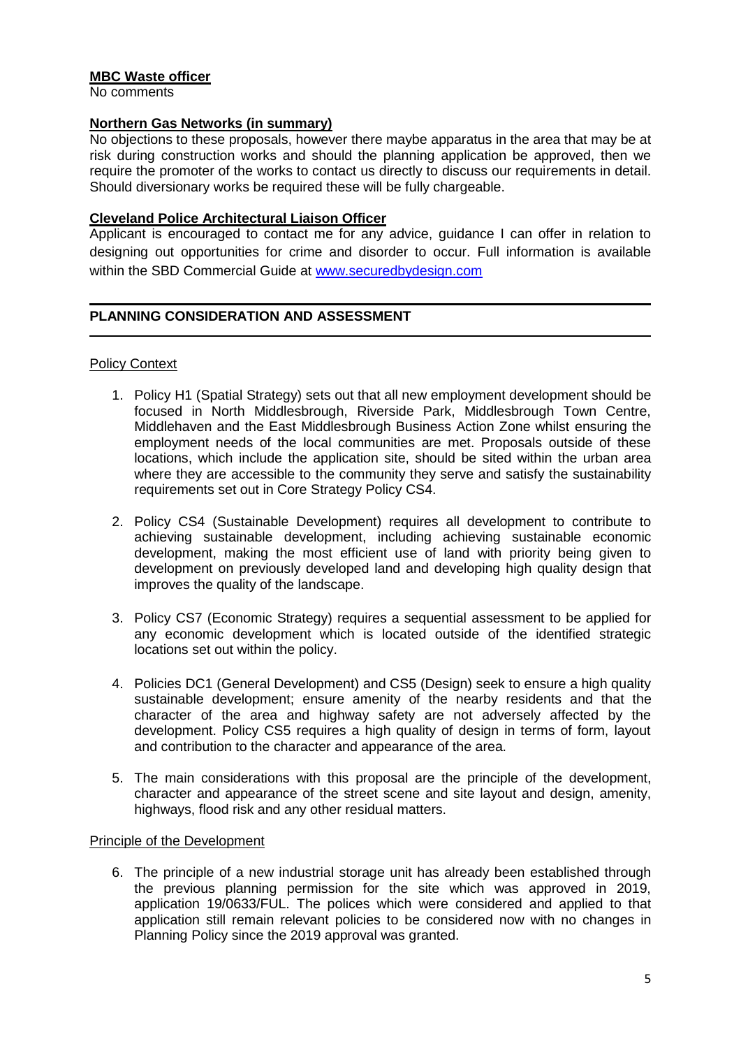**MBC Waste officer**

No comments

**Northern Gas Networks (in summary)**

No objections to these proposals, however there maybe apparatus in the area that may be at risk during construction works and should the planning application be approved, then we require the promoter of the works to contact us directly to discuss our requirements in detail. Should diversionary works be required these will be fully chargeable.

**Cleveland Police Architectural Liaison Officer**

Applicant is encouraged to contact me for any advice, guidance I can offer in relation to designing out opportunities for crime and disorder to occur. Full information is available within the SBD Commercial Guide at www.securedbydesign.com

---

## PLANNING CONSIDERATION AND ASSESSMENT

---

Policy Context

1. Policy H1 (Spatial Strategy) sets out that all new employment development should be focused in North Middlesbrough, Riverside Park, Middlesbrough Town Centre, Middlehaven and the East Middlesbrough Business Action Zone whilst ensuring the employment needs of the local communities are met. Proposals outside of these locations, which include the application site, should be sited within the urban area where they are accessible to the community they serve and satisfy the sustainability requirements set out in Core Strategy Policy CS4.

2. Policy CS4 (Sustainable Development) requires all development to contribute to achieving sustainable development, including achieving sustainable economic development, making the most efficient use of land with priority being given to development on previously developed land and developing high quality design that improves the quality of the landscape.

3. Policy CS7 (Economic Strategy) requires a sequential assessment to be applied for any economic development which is located outside of the identified strategic locations set out within the policy.

4. Policies DC1 (General Development) and CS5 (Design) seek to ensure a high quality sustainable development; ensure amenity of the nearby residents and that the character of the area and highway safety are not adversely affected by the development. Policy CS5 requires a high quality of design in terms of form, layout and contribution to the character and appearance of the area.

5. The main considerations with this proposal are the principle of the development, character and appearance of the street scene and site layout and design, amenity, highways, flood risk and any other residual matters.

Principle of the Development

6. The principle of a new industrial storage unit has already been established through the previous planning permission for the site which was approved in 2019, application 19/0633/FUL. The polices which were considered and applied to that application still remain relevant policies to be considered now with no changes in Planning Policy since the 2019 approval was granted.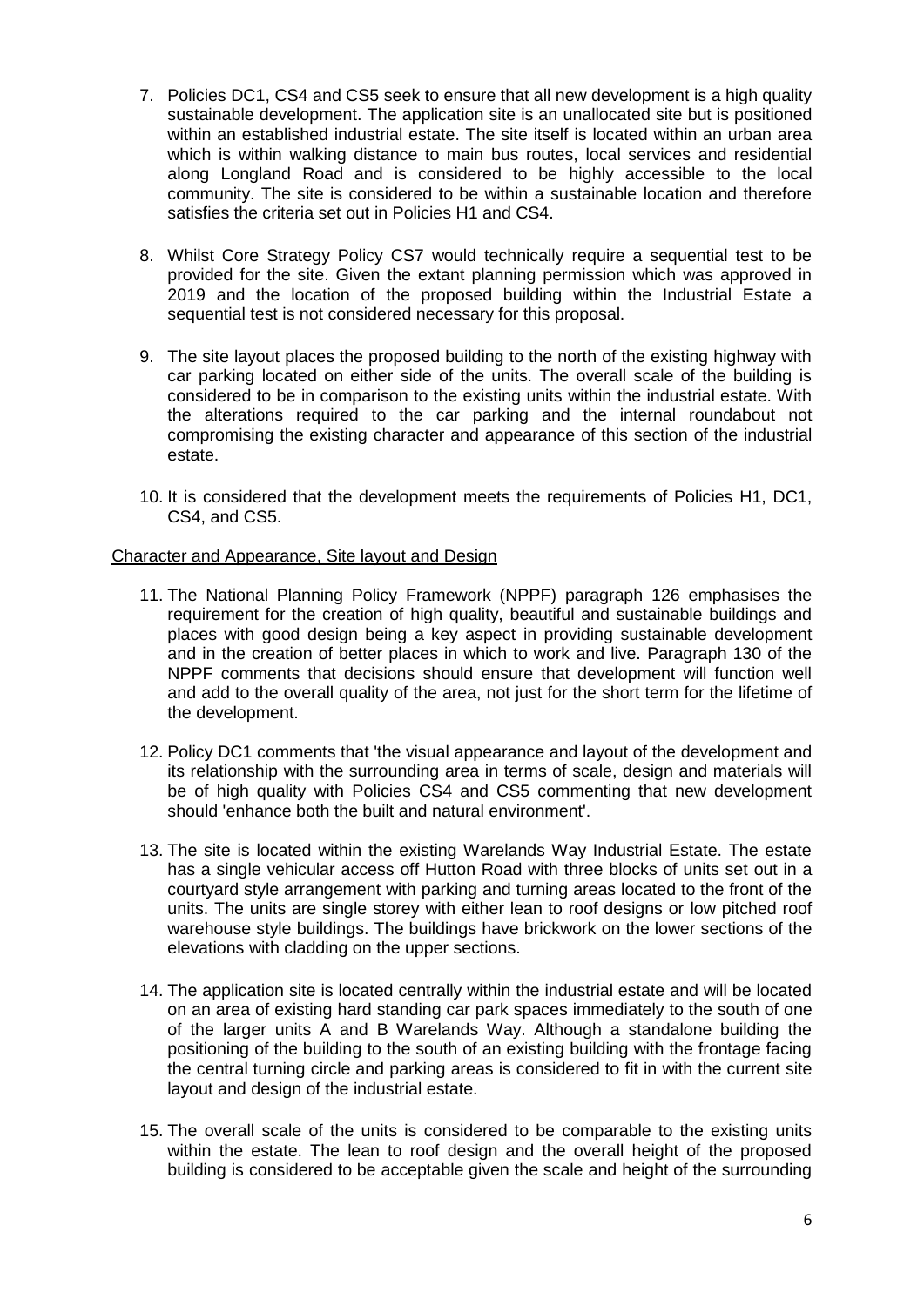7. Policies DC1, CS4 and CS5 seek to ensure that all new development is a high quality sustainable development. The application site is an unallocated site but is positioned within an established industrial estate. The site itself is located within an urban area which is within walking distance to main bus routes, local services and residential along Longland Road and is considered to be highly accessible to the local community. The site is considered to be within a sustainable location and therefore satisfies the criteria set out in Policies H1 and CS4.

8. Whilst Core Strategy Policy CS7 would technically require a sequential test to be provided for the site. Given the extant planning permission which was approved in 2019 and the location of the proposed building within the Industrial Estate a sequential test is not considered necessary for this proposal.

9. The site layout places the proposed building to the north of the existing highway with car parking located on either side of the units. The overall scale of the building is considered to be in comparison to the existing units within the industrial estate. With the alterations required to the car parking and the internal roundabout not compromising the existing character and appearance of this section of the industrial estate.

10. It is considered that the development meets the requirements of Policies H1, DC1, CS4, and CS5.

Character and Appearance, Site layout and Design

11. The National Planning Policy Framework (NPPF) paragraph 126 emphasises the requirement for the creation of high quality, beautiful and sustainable buildings and places with good design being a key aspect in providing sustainable development and in the creation of better places in which to work and live. Paragraph 130 of the NPPF comments that decisions should ensure that development will function well and add to the overall quality of the area, not just for the short term for the lifetime of the development.

12. Policy DC1 comments that 'the visual appearance and layout of the development and its relationship with the surrounding area in terms of scale, design and materials will be of high quality with Policies CS4 and CS5 commenting that new development should 'enhance both the built and natural environment'.

13. The site is located within the existing Warelands Way Industrial Estate. The estate has a single vehicular access off Hutton Road with three blocks of units set out in a courtyard style arrangement with parking and turning areas located to the front of the units. The units are single storey with either lean to roof designs or low pitched roof warehouse style buildings. The buildings have brickwork on the lower sections of the elevations with cladding on the upper sections.

14. The application site is located centrally within the industrial estate and will be located on an area of existing hard standing car park spaces immediately to the south of one of the larger units A and B Warelands Way. Although a standalone building the positioning of the building to the south of an existing building with the frontage facing the central turning circle and parking areas is considered to fit in with the current site layout and design of the industrial estate.

15. The overall scale of the units is considered to be comparable to the existing units within the estate. The lean to roof design and the overall height of the proposed building is considered to be acceptable given the scale and height of the surrounding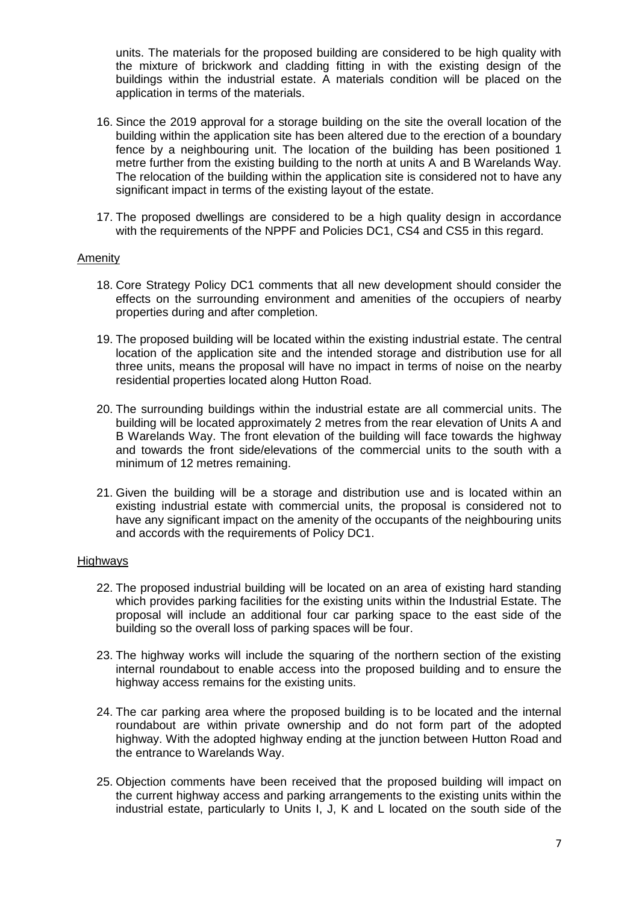units. The materials for the proposed building are considered to be high quality with the mixture of brickwork and cladding fitting in with the existing design of the buildings within the industrial estate. A materials condition will be placed on the application in terms of the materials.

16. Since the 2019 approval for a storage building on the site the overall location of the building within the application site has been altered due to the erection of a boundary fence by a neighbouring unit. The location of the building has been positioned 1 metre further from the existing building to the north at units A and B Warelands Way. The relocation of the building within the application site is considered not to have any significant impact in terms of the existing layout of the estate.

17. The proposed dwellings are considered to be a high quality design in accordance with the requirements of the NPPF and Policies DC1, CS4 and CS5 in this regard.

## Amenity

18. Core Strategy Policy DC1 comments that all new development should consider the effects on the surrounding environment and amenities of the occupiers of nearby properties during and after completion.

19. The proposed building will be located within the existing industrial estate. The central location of the application site and the intended storage and distribution use for all three units, means the proposal will have no impact in terms of noise on the nearby residential properties located along Hutton Road.

20. The surrounding buildings within the industrial estate are all commercial units. The building will be located approximately 2 metres from the rear elevation of Units A and B Warelands Way. The front elevation of the building will face towards the highway and towards the front side/elevations of the commercial units to the south with a minimum of 12 metres remaining.

21. Given the building will be a storage and distribution use and is located within an existing industrial estate with commercial units, the proposal is considered not to have any significant impact on the amenity of the occupants of the neighbouring units and accords with the requirements of Policy DC1.

## Highways

22. The proposed industrial building will be located on an area of existing hard standing which provides parking facilities for the existing units within the Industrial Estate. The proposal will include an additional four car parking space to the east side of the building so the overall loss of parking spaces will be four.

23. The highway works will include the squaring of the northern section of the existing internal roundabout to enable access into the proposed building and to ensure the highway access remains for the existing units.

24. The car parking area where the proposed building is to be located and the internal roundabout are within private ownership and do not form part of the adopted highway. With the adopted highway ending at the junction between Hutton Road and the entrance to Warelands Way.

25. Objection comments have been received that the proposed building will impact on the current highway access and parking arrangements to the existing units within the industrial estate, particularly to Units I, J, K and L located on the south side of the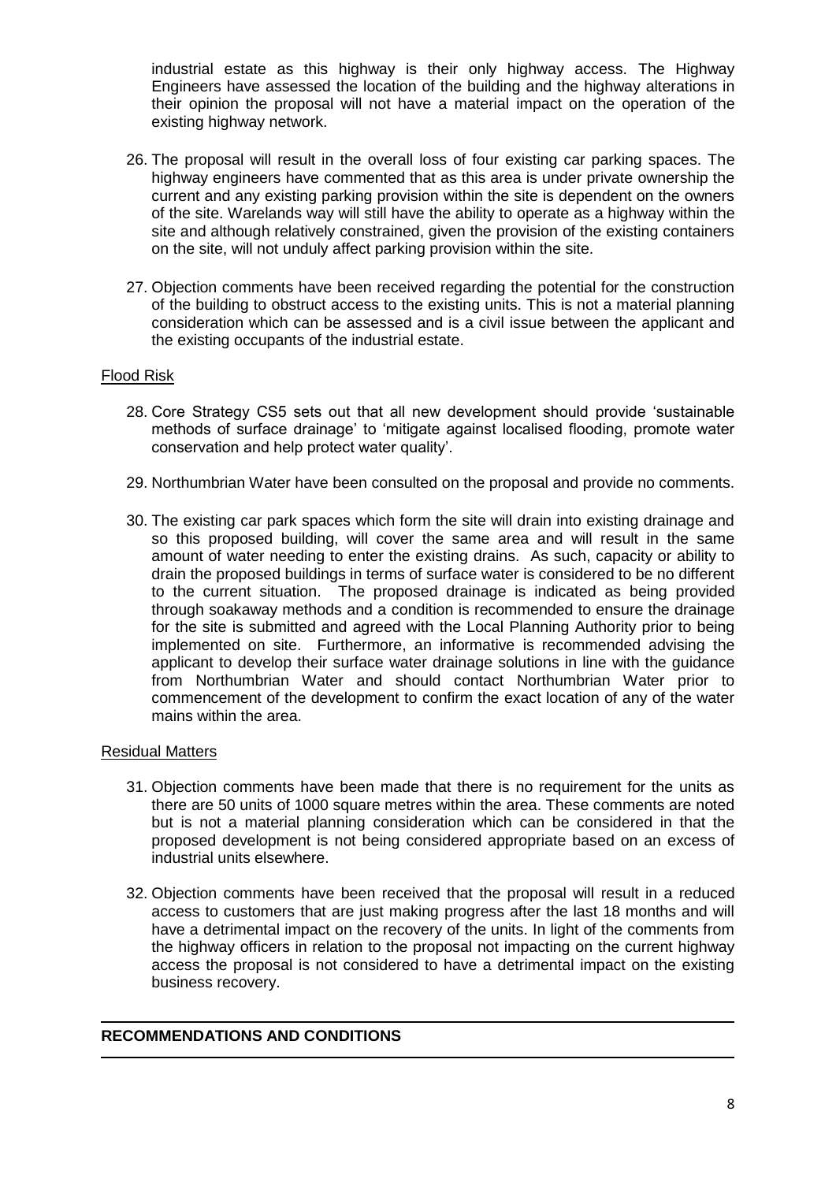industrial estate as this highway is their only highway access. The Highway Engineers have assessed the location of the building and the highway alterations in their opinion the proposal will not have a material impact on the operation of the existing highway network.

26. The proposal will result in the overall loss of four existing car parking spaces. The highway engineers have commented that as this area is under private ownership the current and any existing parking provision within the site is dependent on the owners of the site. Warelands way will still have the ability to operate as a highway within the site and although relatively constrained, given the provision of the existing containers on the site, will not unduly affect parking provision within the site.

27. Objection comments have been received regarding the potential for the construction of the building to obstruct access to the existing units. This is not a material planning consideration which can be assessed and is a civil issue between the applicant and the existing occupants of the industrial estate.

Flood Risk

28. Core Strategy CS5 sets out that all new development should provide 'sustainable methods of surface drainage' to 'mitigate against localised flooding, promote water conservation and help protect water quality'.

29. Northumbrian Water have been consulted on the proposal and provide no comments.

30. The existing car park spaces which form the site will drain into existing drainage and so this proposed building, will cover the same area and will result in the same amount of water needing to enter the existing drains. As such, capacity or ability to drain the proposed buildings in terms of surface water is considered to be no different to the current situation. The proposed drainage is indicated as being provided through soakaway methods and a condition is recommended to ensure the drainage for the site is submitted and agreed with the Local Planning Authority prior to being implemented on site. Furthermore, an informative is recommended advising the applicant to develop their surface water drainage solutions in line with the guidance from Northumbrian Water and should contact Northumbrian Water prior to commencement of the development to confirm the exact location of any of the water mains within the area.

Residual Matters

31. Objection comments have been made that there is no requirement for the units as there are 50 units of 1000 square metres within the area. These comments are noted but is not a material planning consideration which can be considered in that the proposed development is not being considered appropriate based on an excess of industrial units elsewhere.

32. Objection comments have been received that the proposal will result in a reduced access to customers that are just making progress after the last 18 months and will have a detrimental impact on the recovery of the units. In light of the comments from the highway officers in relation to the proposal not impacting on the current highway access the proposal is not considered to have a detrimental impact on the existing business recovery.

## RECOMMENDATIONS AND CONDITIONS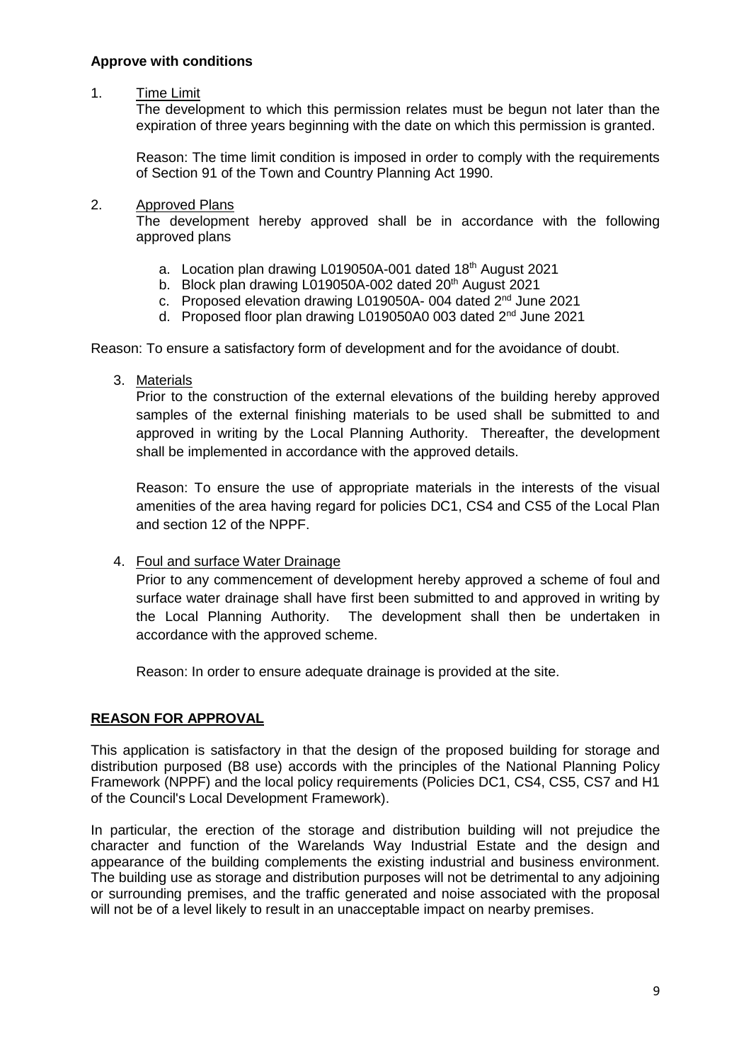**Approve with conditions**

1. <u>Time Limit</u>

   The development to which this permission relates must be begun not later than the expiration of three years beginning with the date on which this permission is granted.

   Reason: The time limit condition is imposed in order to comply with the requirements of Section 91 of the Town and Country Planning Act 1990.

2. <u>Approved Plans</u>

   The development hereby approved shall be in accordance with the following approved plans

   a. Location plan drawing L019050A-001 dated 18th August 2021
   b. Block plan drawing L019050A-002 dated 20th August 2021
   c. Proposed elevation drawing L019050A- 004 dated 2nd June 2021
   d. Proposed floor plan drawing L019050A0 003 dated 2nd June 2021

Reason: To ensure a satisfactory form of development and for the avoidance of doubt.

3. <u>Materials</u>

   Prior to the construction of the external elevations of the building hereby approved samples of the external finishing materials to be used shall be submitted to and approved in writing by the Local Planning Authority. Thereafter, the development shall be implemented in accordance with the approved details.

   Reason: To ensure the use of appropriate materials in the interests of the visual amenities of the area having regard for policies DC1, CS4 and CS5 of the Local Plan and section 12 of the NPPF.

4. <u>Foul and surface Water Drainage</u>

   Prior to any commencement of development hereby approved a scheme of foul and surface water drainage shall have first been submitted to and approved in writing by the Local Planning Authority. The development shall then be undertaken in accordance with the approved scheme.

   Reason: In order to ensure adequate drainage is provided at the site.

**<u>REASON FOR APPROVAL</u>**

This application is satisfactory in that the design of the proposed building for storage and distribution purposed (B8 use) accords with the principles of the National Planning Policy Framework (NPPF) and the local policy requirements (Policies DC1, CS4, CS5, CS7 and H1 of the Council's Local Development Framework).

In particular, the erection of the storage and distribution building will not prejudice the character and function of the Warelands Way Industrial Estate and the design and appearance of the building complements the existing industrial and business environment. The building use as storage and distribution purposes will not be detrimental to any adjoining or surrounding premises, and the traffic generated and noise associated with the proposal will not be of a level likely to result in an unacceptable impact on nearby premises.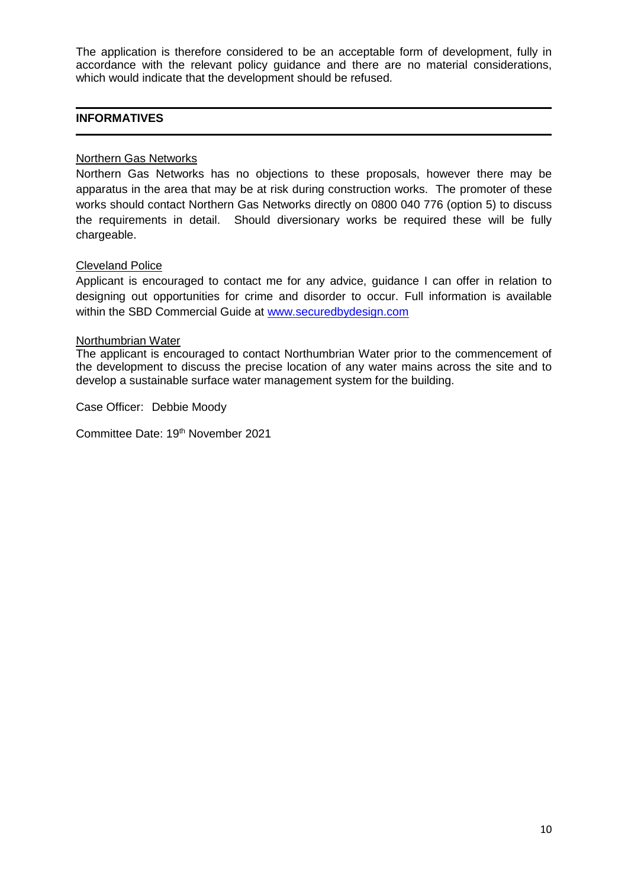The application is therefore considered to be an acceptable form of development, fully in accordance with the relevant policy guidance and there are no material considerations, which would indicate that the development should be refused.

## INFORMATIVES

Northern Gas Networks

Northern Gas Networks has no objections to these proposals, however there may be apparatus in the area that may be at risk during construction works. The promoter of these works should contact Northern Gas Networks directly on 0800 040 776 (option 5) to discuss the requirements in detail. Should diversionary works be required these will be fully chargeable.

Cleveland Police

Applicant is encouraged to contact me for any advice, guidance I can offer in relation to designing out opportunities for crime and disorder to occur. Full information is available within the SBD Commercial Guide at www.securedbydesign.com

Northumbrian Water

The applicant is encouraged to contact Northumbrian Water prior to the commencement of the development to discuss the precise location of any water mains across the site and to develop a sustainable surface water management system for the building.

Case Officer: Debbie Moody

Committee Date: 19th November 2021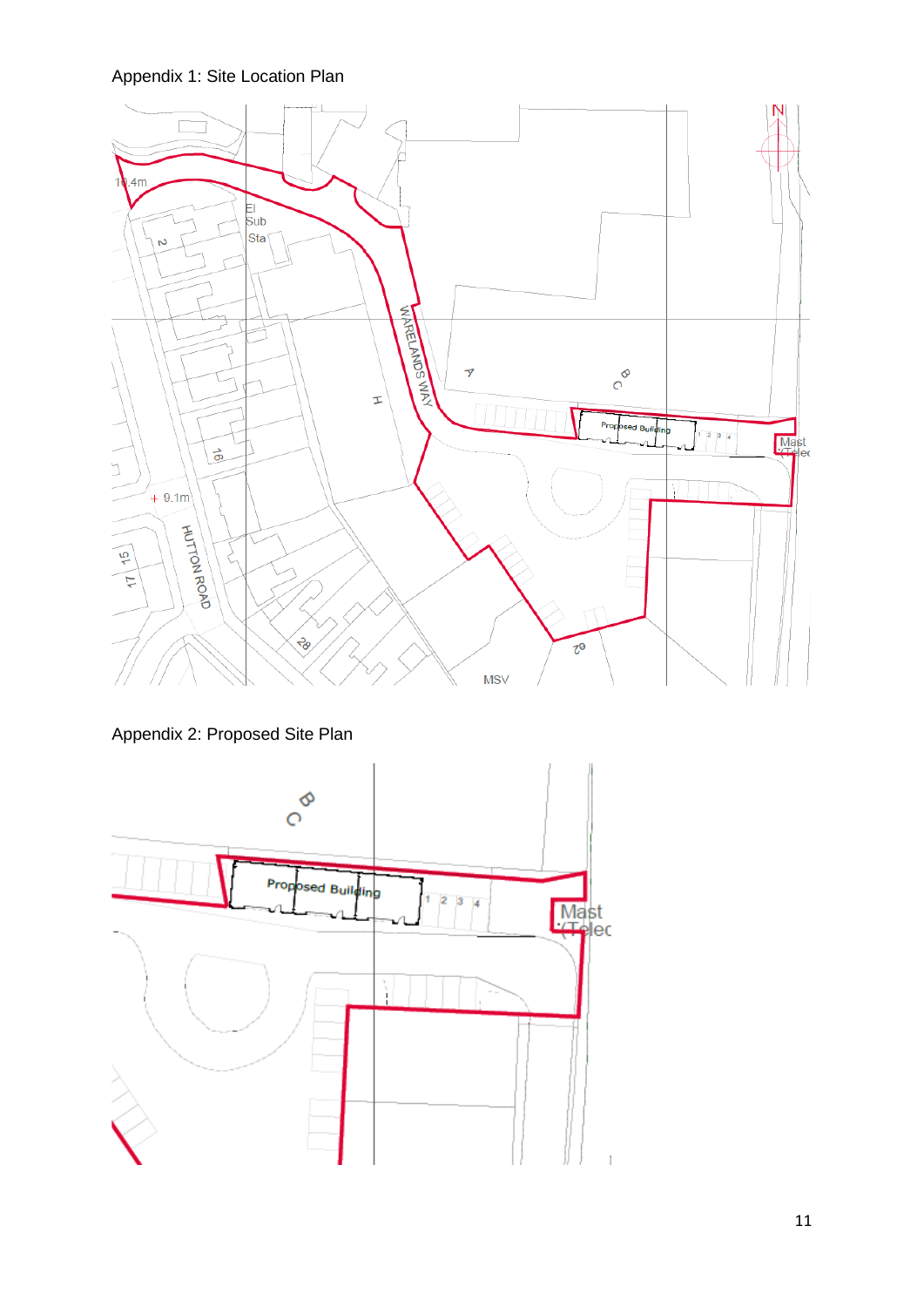Appendix 1: Site Location Plan

Appendix 2: Proposed Site Plan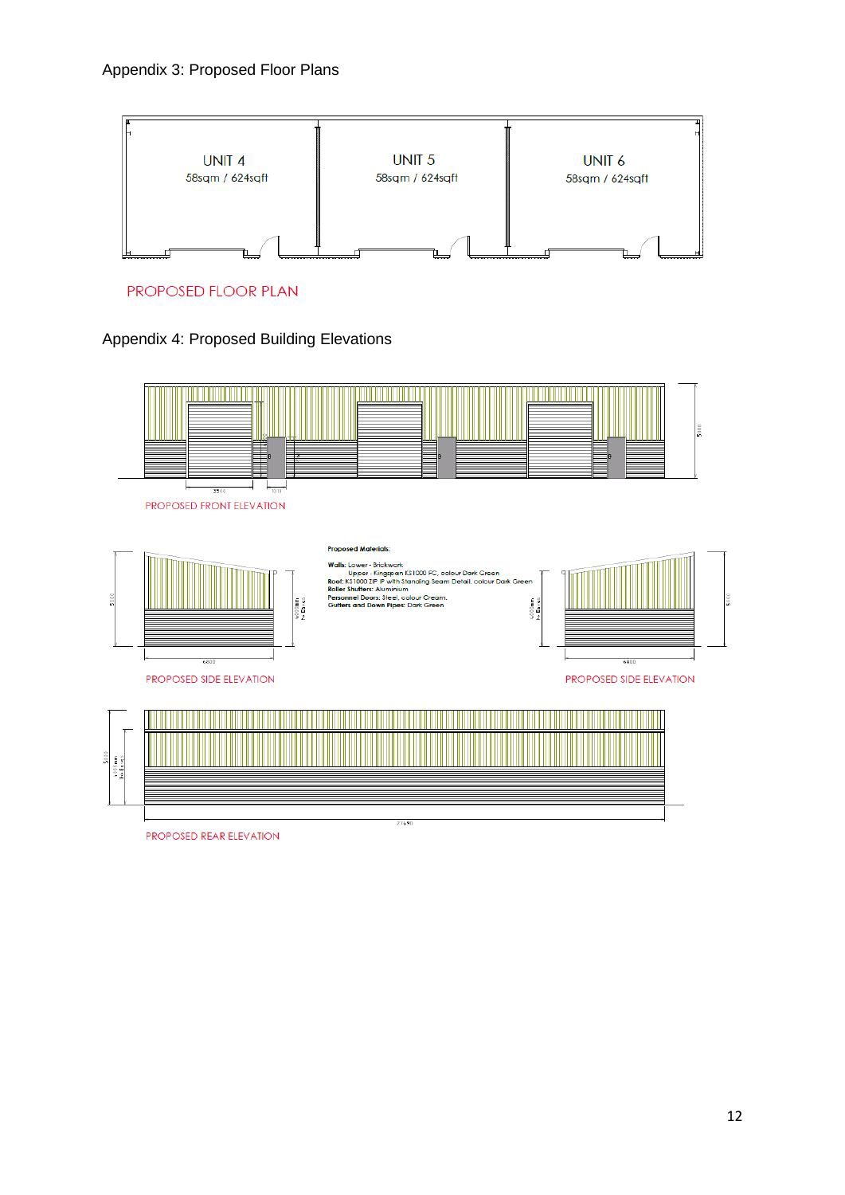Appendix 3: Proposed Floor Plans

UNIT 4
58sqm / 624sqft

UNIT 5
58sqm / 624sqft

UNIT 6
58sqm / 624sqft

PROPOSED FLOOR PLAN

Appendix 4: Proposed Building Elevations

5m

3500

1010

PROPOSED FRONT ELEVATION

5000

4000mm to Eaves

6800

PROPOSED SIDE ELEVATION

**Proposed Materials:**

**Walls:** Lower - Brickwork
Upper - Kingspan KS1000 FC, colour Dark Green
**Roof:** KS1000 ZIP IP with Standing Seam Detail, colour Dark Green
**Roller Shutters:** Aluminium
**Personnel Doors:** Steel, colour Cream.
**Gutters and Down Pipes:** Dark Green

4000mm to Eaves

5000

6800

PROPOSED SIDE ELEVATION

5000

4100mm to Eaves

21490

PROPOSED REAR ELEVATION